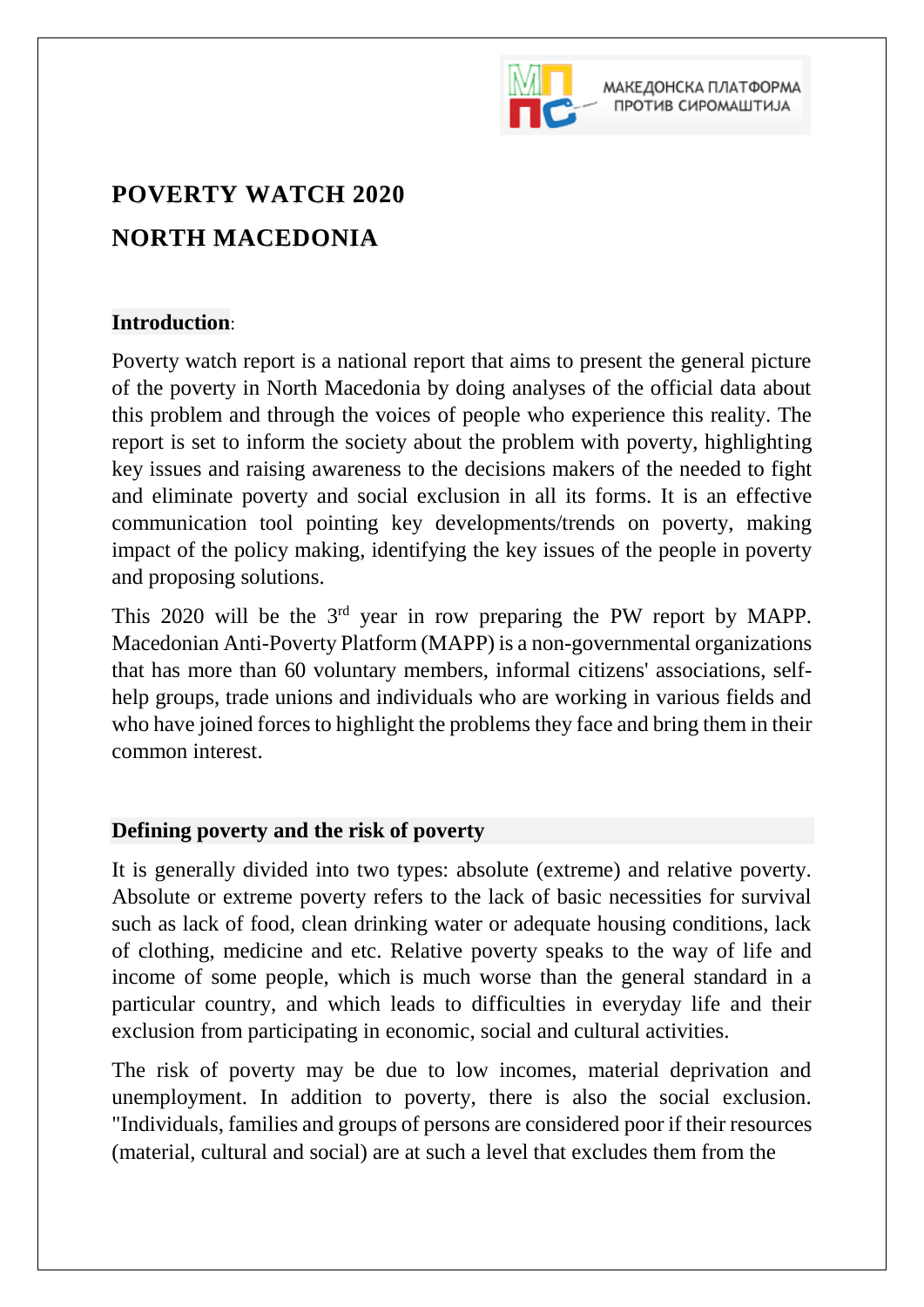# POVERTY WATCH 2020

# NORTH MACEDONIA

## Introduction:

Poverty watch report is a national report that aims to present the general picture of the poverty in North Macedonia by doing analyses of the official data about this problem and through the voices of people who experience this reality. The report is set to inform the society about the problem with poverty, highlighting key issues and raising awareness to the decisions makers of the needed to fight and eliminate poverty and social exclusion in all its forms. It is an effective communication tool pointing key developments/trends on poverty, making impact of the policy making, identifying the key issues of the people in poverty and proposing solutions.

This 2020 will be the 3rd year in row preparing the PW report by MAPP. Macedonian Anti-Poverty Platform (MAPP) is a non-governmental organizations that has more than 60 voluntary members, informal citizens' associations, self-help groups, trade unions and individuals who are working in various fields and who have joined forces to highlight the problems they face and bring them in their common interest.

## Defining poverty and the risk of poverty

It is generally divided into two types: absolute (extreme) and relative poverty. Absolute or extreme poverty refers to the lack of basic necessities for survival such as lack of food, clean drinking water or adequate housing conditions, lack of clothing, medicine and etc. Relative poverty speaks to the way of life and income of some people, which is much worse than the general standard in a particular country, and which leads to difficulties in everyday life and their exclusion from participating in economic, social and cultural activities.

The risk of poverty may be due to low incomes, material deprivation and unemployment. In addition to poverty, there is also the social exclusion. "Individuals, families and groups of persons are considered poor if their resources (material, cultural and social) are at such a level that excludes them from the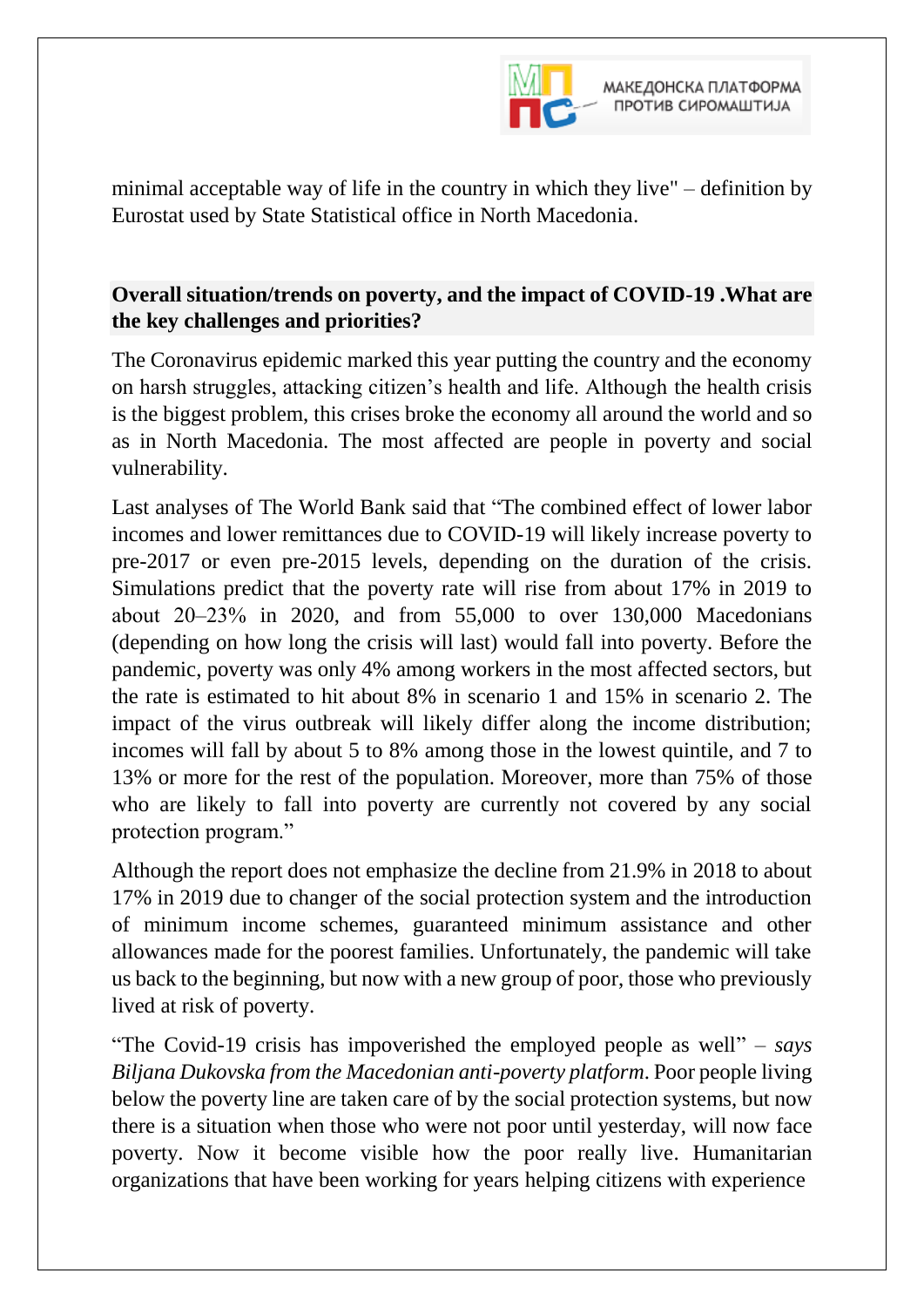minimal acceptable way of life in the country in which they live" – definition by Eurostat used by State Statistical office in North Macedonia.

## Overall situation/trends on poverty, and the impact of COVID-19 .What are the key challenges and priorities?

The Coronavirus epidemic marked this year putting the country and the economy on harsh struggles, attacking citizen's health and life. Although the health crisis is the biggest problem, this crises broke the economy all around the world and so as in North Macedonia. The most affected are people in poverty and social vulnerability.

Last analyses of The World Bank said that "The combined effect of lower labor incomes and lower remittances due to COVID-19 will likely increase poverty to pre-2017 or even pre-2015 levels, depending on the duration of the crisis. Simulations predict that the poverty rate will rise from about 17% in 2019 to about 20–23% in 2020, and from 55,000 to over 130,000 Macedonians (depending on how long the crisis will last) would fall into poverty. Before the pandemic, poverty was only 4% among workers in the most affected sectors, but the rate is estimated to hit about 8% in scenario 1 and 15% in scenario 2. The impact of the virus outbreak will likely differ along the income distribution; incomes will fall by about 5 to 8% among those in the lowest quintile, and 7 to 13% or more for the rest of the population. Moreover, more than 75% of those who are likely to fall into poverty are currently not covered by any social protection program."

Although the report does not emphasize the decline from 21.9% in 2018 to about 17% in 2019 due to changer of the social protection system and the introduction of minimum income schemes, guaranteed minimum assistance and other allowances made for the poorest families. Unfortunately, the pandemic will take us back to the beginning, but now with a new group of poor, those who previously lived at risk of poverty.

"The Covid-19 crisis has impoverished the employed people as well" – *says Biljana Dukovska from the Macedonian anti-poverty platform*. Poor people living below the poverty line are taken care of by the social protection systems, but now there is a situation when those who were not poor until yesterday, will now face poverty. Now it become visible how the poor really live. Humanitarian organizations that have been working for years helping citizens with experience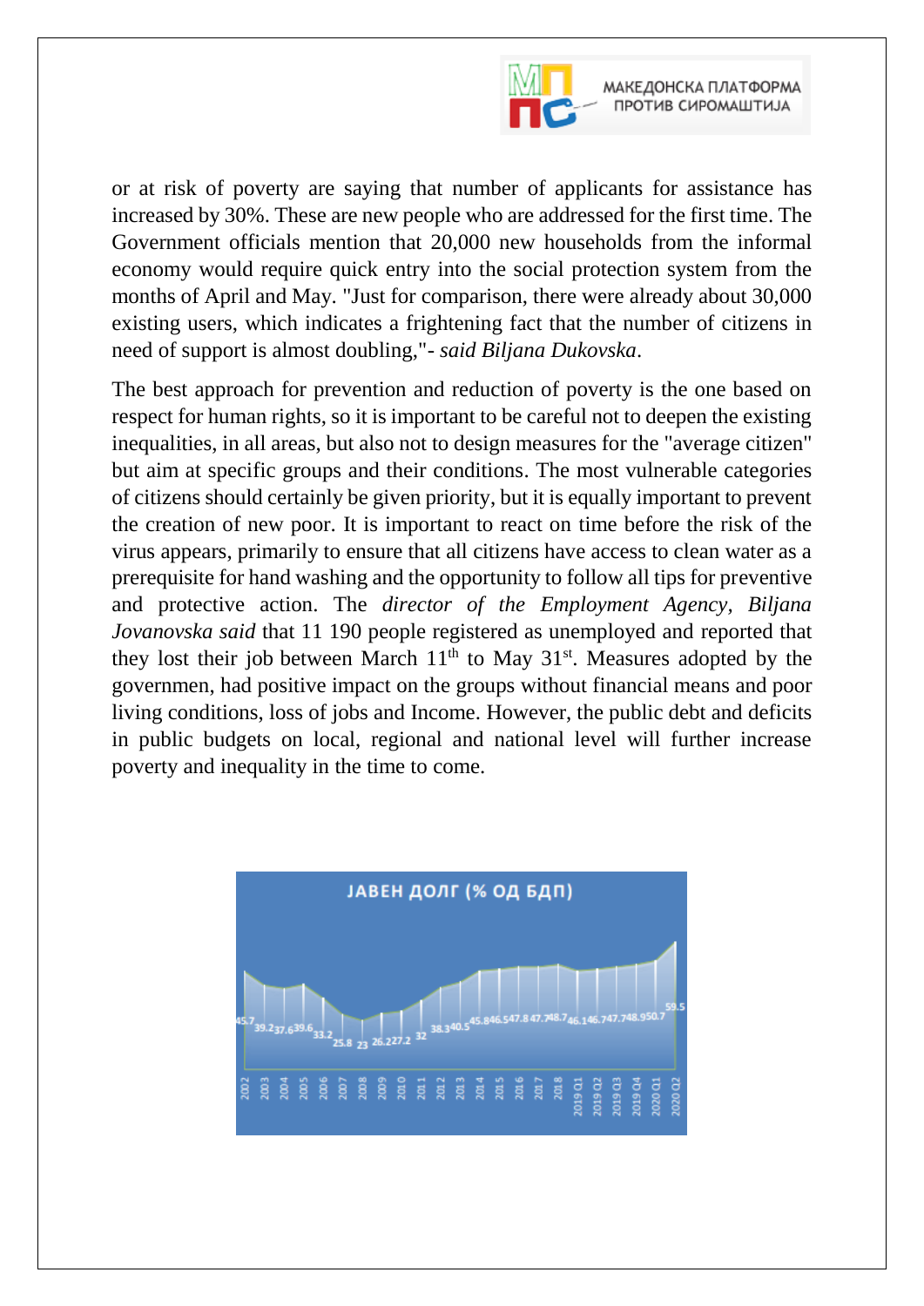or at risk of poverty are saying that number of applicants for assistance has increased by 30%. These are new people who are addressed for the first time. The Government officials mention that 20,000 new households from the informal economy would require quick entry into the social protection system from the months of April and May. "Just for comparison, there were already about 30,000 existing users, which indicates a frightening fact that the number of citizens in need of support is almost doubling,"- *said Biljana Dukovska*.

The best approach for prevention and reduction of poverty is the one based on respect for human rights, so it is important to be careful not to deepen the existing inequalities, in all areas, but also not to design measures for the "average citizen" but aim at specific groups and their conditions. The most vulnerable categories of citizens should certainly be given priority, but it is equally important to prevent the creation of new poor. It is important to react on time before the risk of the virus appears, primarily to ensure that all citizens have access to clean water as a prerequisite for hand washing and the opportunity to follow all tips for preventive and protective action. The *director of the Employment Agency, Biljana Jovanovska said* that 11 190 people registered as unemployed and reported that they lost their job between March 11th to May 31st. Measures adopted by the governmen, had positive impact on the groups without financial means and poor living conditions, loss of jobs and Income. However, the public debt and deficits in public budgets on local, regional and national level will further increase poverty and inequality in the time to come.

**ЈАВЕН ДОЛГ (% ОД БДП)**

| 2002 | 2003 | 2004 | 2005 | 2006 | 2007 | 2008 | 2009 | 2010 | 2011 | 2012 | 2013 | 2014 | 2015 | 2016 | 2017 | 2018 | 2019 Q1 | 2019 Q2 | 2019 Q3 | 2019 Q4 | 2020 Q1 | 2020 Q2 |
|---|---|---|---|---|---|---|---|---|---|---|---|---|---|---|---|---|---|---|---|---|---|---|
| 45.7 | 39.2 | 37.6 | 39.6 | 33.2 | 25.8 | 23 | 26.2 | 27.2 | 32 | 38.3 | 40.5 | 45.8 | 46.5 | 47.8 | 47.7 | 48.7 | 46.1 | 46.7 | 47.7 | 48.9 | 50.7 | 59.5 |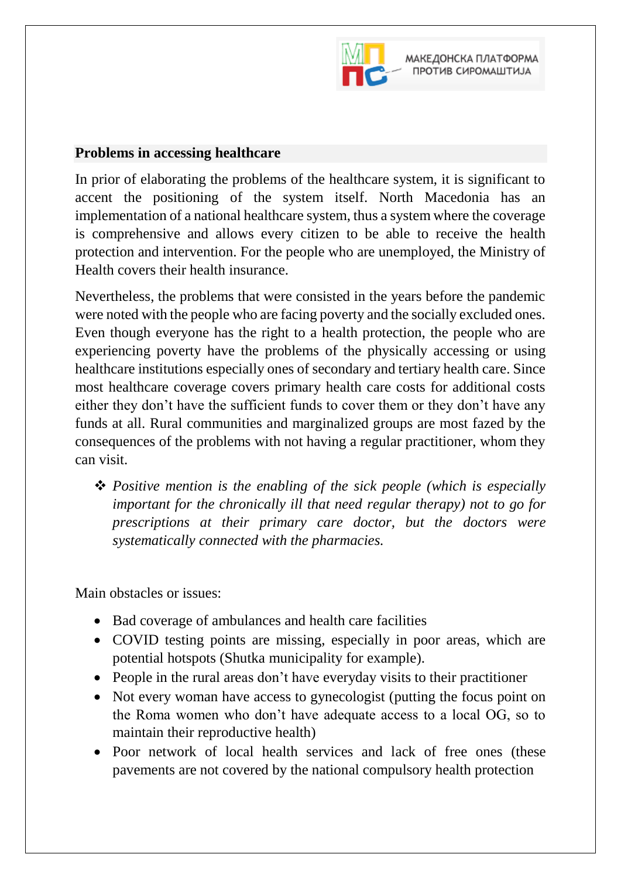## Problems in accessing healthcare

In prior of elaborating the problems of the healthcare system, it is significant to accent the positioning of the system itself. North Macedonia has an implementation of a national healthcare system, thus a system where the coverage is comprehensive and allows every citizen to be able to receive the health protection and intervention. For the people who are unemployed, the Ministry of Health covers their health insurance.

Nevertheless, the problems that were consisted in the years before the pandemic were noted with the people who are facing poverty and the socially excluded ones. Even though everyone has the right to a health protection, the people who are experiencing poverty have the problems of the physically accessing or using healthcare institutions especially ones of secondary and tertiary health care. Since most healthcare coverage covers primary health care costs for additional costs either they don't have the sufficient funds to cover them or they don't have any funds at all. Rural communities and marginalized groups are most fazed by the consequences of the problems with not having a regular practitioner, whom they can visit.

- ❖ *Positive mention is the enabling of the sick people (which is especially important for the chronically ill that need regular therapy) not to go for prescriptions at their primary care doctor, but the doctors were systematically connected with the pharmacies.*

Main obstacles or issues:

- Bad coverage of ambulances and health care facilities
- COVID testing points are missing, especially in poor areas, which are potential hotspots (Shutka municipality for example).
- People in the rural areas don't have everyday visits to their practitioner
- Not every woman have access to gynecologist (putting the focus point on the Roma women who don't have adequate access to a local OG, so to maintain their reproductive health)
- Poor network of local health services and lack of free ones (these pavements are not covered by the national compulsory health protection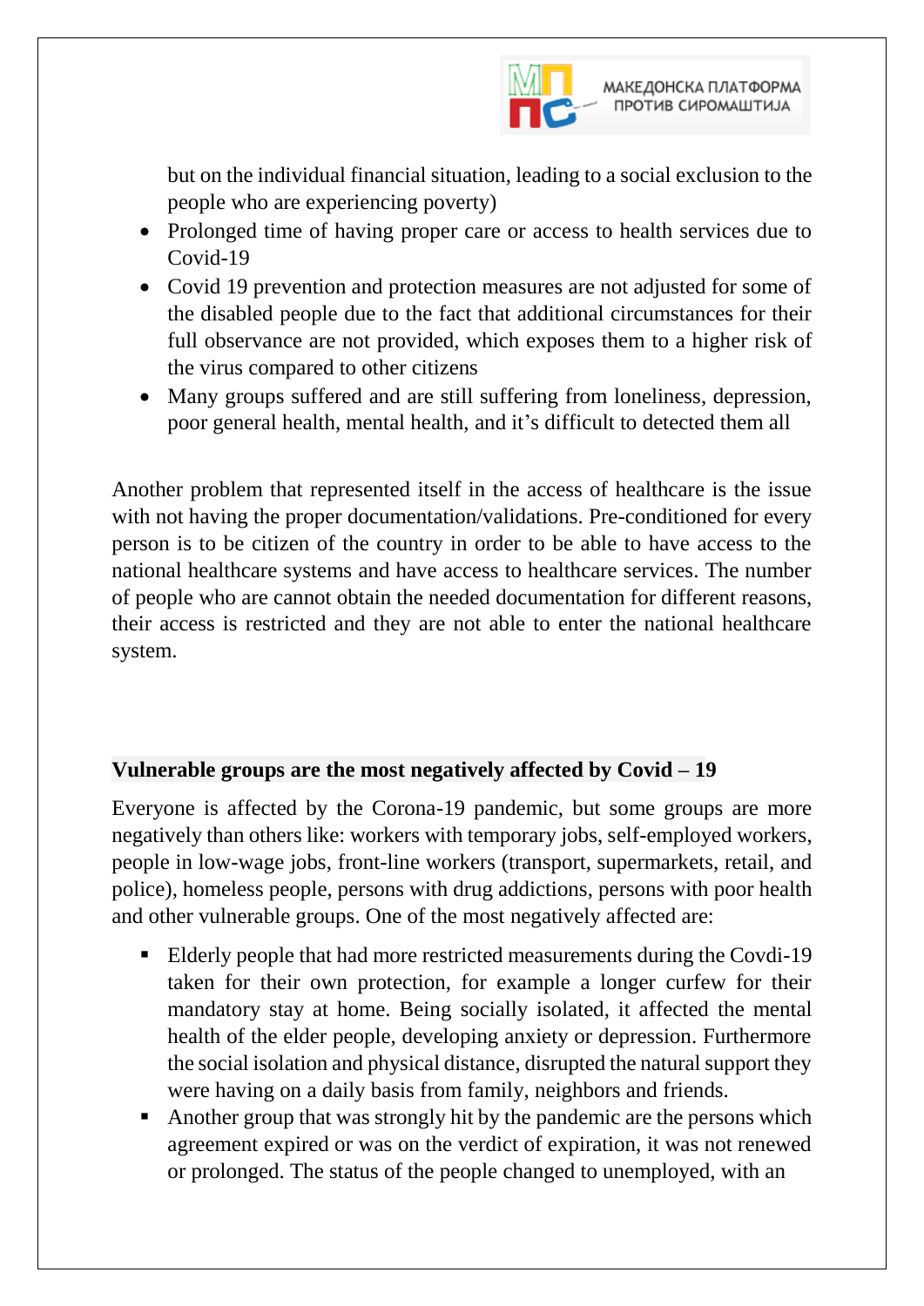but on the individual financial situation, leading to a social exclusion to the people who are experiencing poverty)

- Prolonged time of having proper care or access to health services due to Covid-19
- Covid 19 prevention and protection measures are not adjusted for some of the disabled people due to the fact that additional circumstances for their full observance are not provided, which exposes them to a higher risk of the virus compared to other citizens
- Many groups suffered and are still suffering from loneliness, depression, poor general health, mental health, and it's difficult to detected them all

Another problem that represented itself in the access of healthcare is the issue with not having the proper documentation/validations. Pre-conditioned for every person is to be citizen of the country in order to be able to have access to the national healthcare systems and have access to healthcare services. The number of people who are cannot obtain the needed documentation for different reasons, their access is restricted and they are not able to enter the national healthcare system.

**Vulnerable groups are the most negatively affected by Covid – 19**

Everyone is affected by the Corona-19 pandemic, but some groups are more negatively than others like: workers with temporary jobs, self-employed workers, people in low-wage jobs, front-line workers (transport, supermarkets, retail, and police), homeless people, persons with drug addictions, persons with poor health and other vulnerable groups. One of the most negatively affected are:

- Elderly people that had more restricted measurements during the Covdi-19 taken for their own protection, for example a longer curfew for their mandatory stay at home. Being socially isolated, it affected the mental health of the elder people, developing anxiety or depression. Furthermore the social isolation and physical distance, disrupted the natural support they were having on a daily basis from family, neighbors and friends.
- Another group that was strongly hit by the pandemic are the persons which agreement expired or was on the verdict of expiration, it was not renewed or prolonged. The status of the people changed to unemployed, with an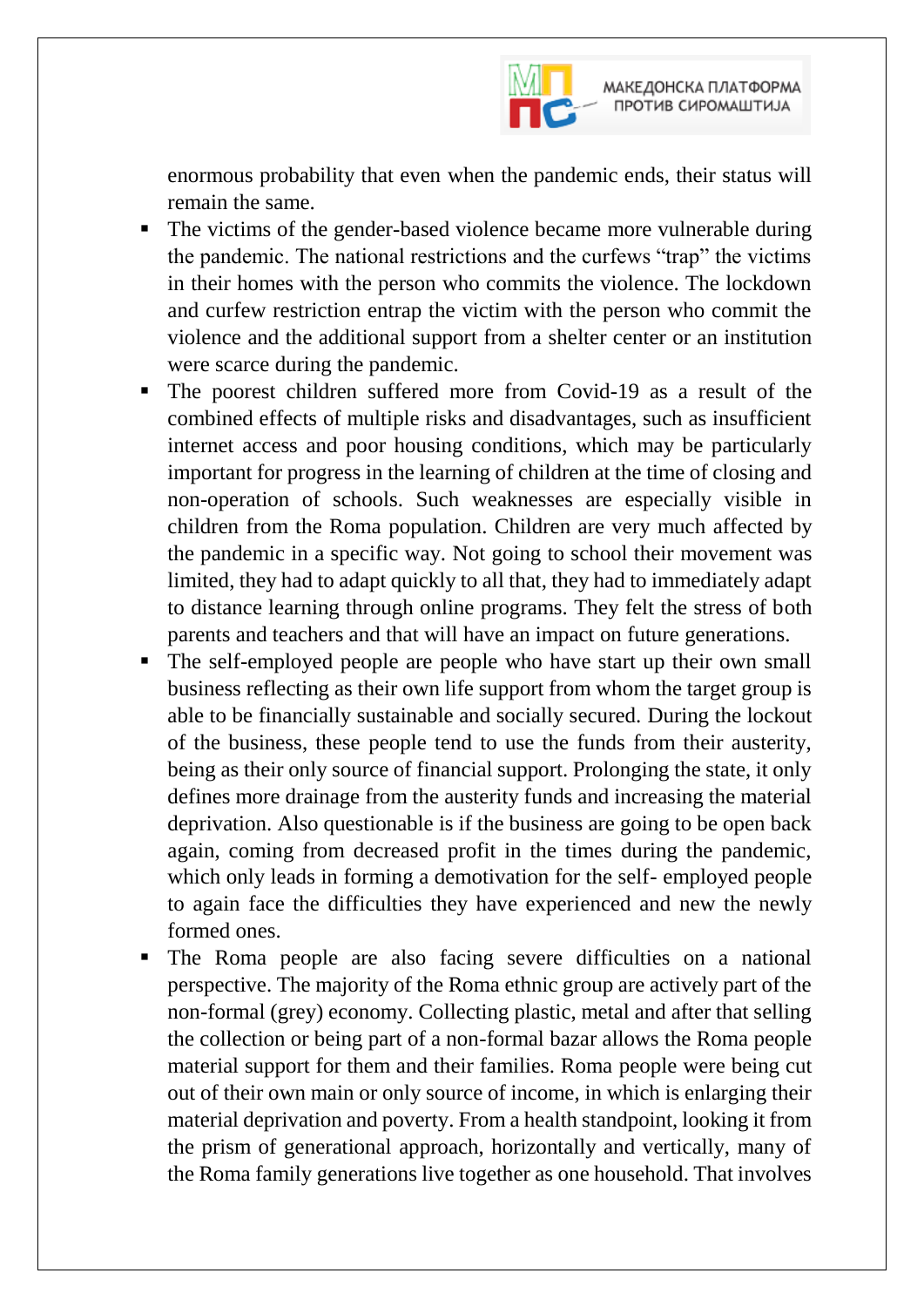enormous probability that even when the pandemic ends, their status will remain the same.

- The victims of the gender-based violence became more vulnerable during the pandemic. The national restrictions and the curfews "trap" the victims in their homes with the person who commits the violence. The lockdown and curfew restriction entrap the victim with the person who commit the violence and the additional support from a shelter center or an institution were scarce during the pandemic.
- The poorest children suffered more from Covid-19 as a result of the combined effects of multiple risks and disadvantages, such as insufficient internet access and poor housing conditions, which may be particularly important for progress in the learning of children at the time of closing and non-operation of schools. Such weaknesses are especially visible in children from the Roma population. Children are very much affected by the pandemic in a specific way. Not going to school their movement was limited, they had to adapt quickly to all that, they had to immediately adapt to distance learning through online programs. They felt the stress of both parents and teachers and that will have an impact on future generations.
- The self-employed people are people who have start up their own small business reflecting as their own life support from whom the target group is able to be financially sustainable and socially secured. During the lockout of the business, these people tend to use the funds from their austerity, being as their only source of financial support. Prolonging the state, it only defines more drainage from the austerity funds and increasing the material deprivation. Also questionable is if the business are going to be open back again, coming from decreased profit in the times during the pandemic, which only leads in forming a demotivation for the self- employed people to again face the difficulties they have experienced and new the newly formed ones.
- The Roma people are also facing severe difficulties on a national perspective. The majority of the Roma ethnic group are actively part of the non-formal (grey) economy. Collecting plastic, metal and after that selling the collection or being part of a non-formal bazar allows the Roma people material support for them and their families. Roma people were being cut out of their own main or only source of income, in which is enlarging their material deprivation and poverty. From a health standpoint, looking it from the prism of generational approach, horizontally and vertically, many of the Roma family generations live together as one household. That involves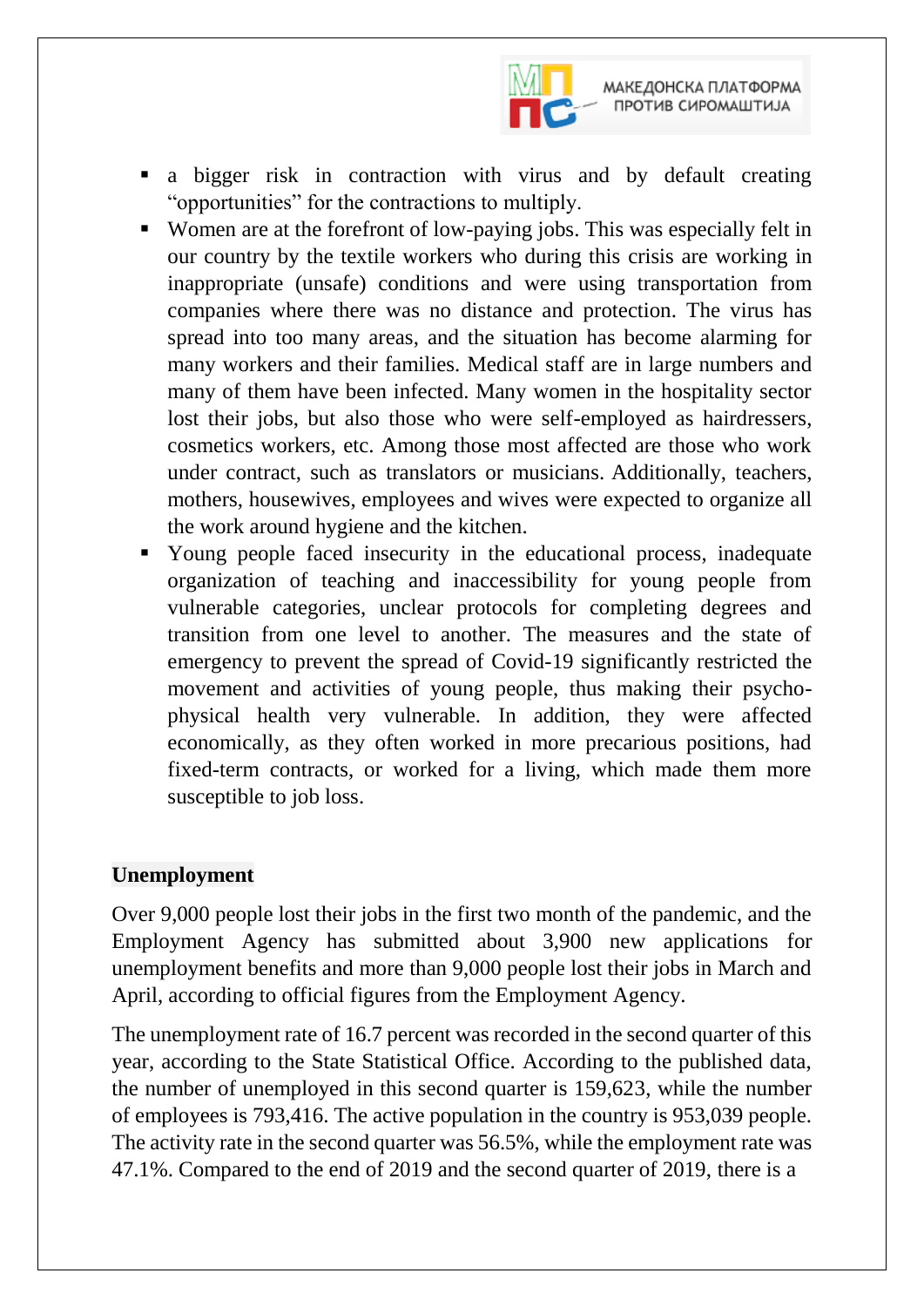- a bigger risk in contraction with virus and by default creating "opportunities" for the contractions to multiply.
- Women are at the forefront of low-paying jobs. This was especially felt in our country by the textile workers who during this crisis are working in inappropriate (unsafe) conditions and were using transportation from companies where there was no distance and protection. The virus has spread into too many areas, and the situation has become alarming for many workers and their families. Medical staff are in large numbers and many of them have been infected. Many women in the hospitality sector lost their jobs, but also those who were self-employed as hairdressers, cosmetics workers, etc. Among those most affected are those who work under contract, such as translators or musicians. Additionally, teachers, mothers, housewives, employees and wives were expected to organize all the work around hygiene and the kitchen.
- Young people faced insecurity in the educational process, inadequate organization of teaching and inaccessibility for young people from vulnerable categories, unclear protocols for completing degrees and transition from one level to another. The measures and the state of emergency to prevent the spread of Covid-19 significantly restricted the movement and activities of young people, thus making their psycho-physical health very vulnerable. In addition, they were affected economically, as they often worked in more precarious positions, had fixed-term contracts, or worked for a living, which made them more susceptible to job loss.

**Unemployment**

Over 9,000 people lost their jobs in the first two month of the pandemic, and the Employment Agency has submitted about 3,900 new applications for unemployment benefits and more than 9,000 people lost their jobs in March and April, according to official figures from the Employment Agency.

The unemployment rate of 16.7 percent was recorded in the second quarter of this year, according to the State Statistical Office. According to the published data, the number of unemployed in this second quarter is 159,623, while the number of employees is 793,416. The active population in the country is 953,039 people. The activity rate in the second quarter was 56.5%, while the employment rate was 47.1%. Compared to the end of 2019 and the second quarter of 2019, there is a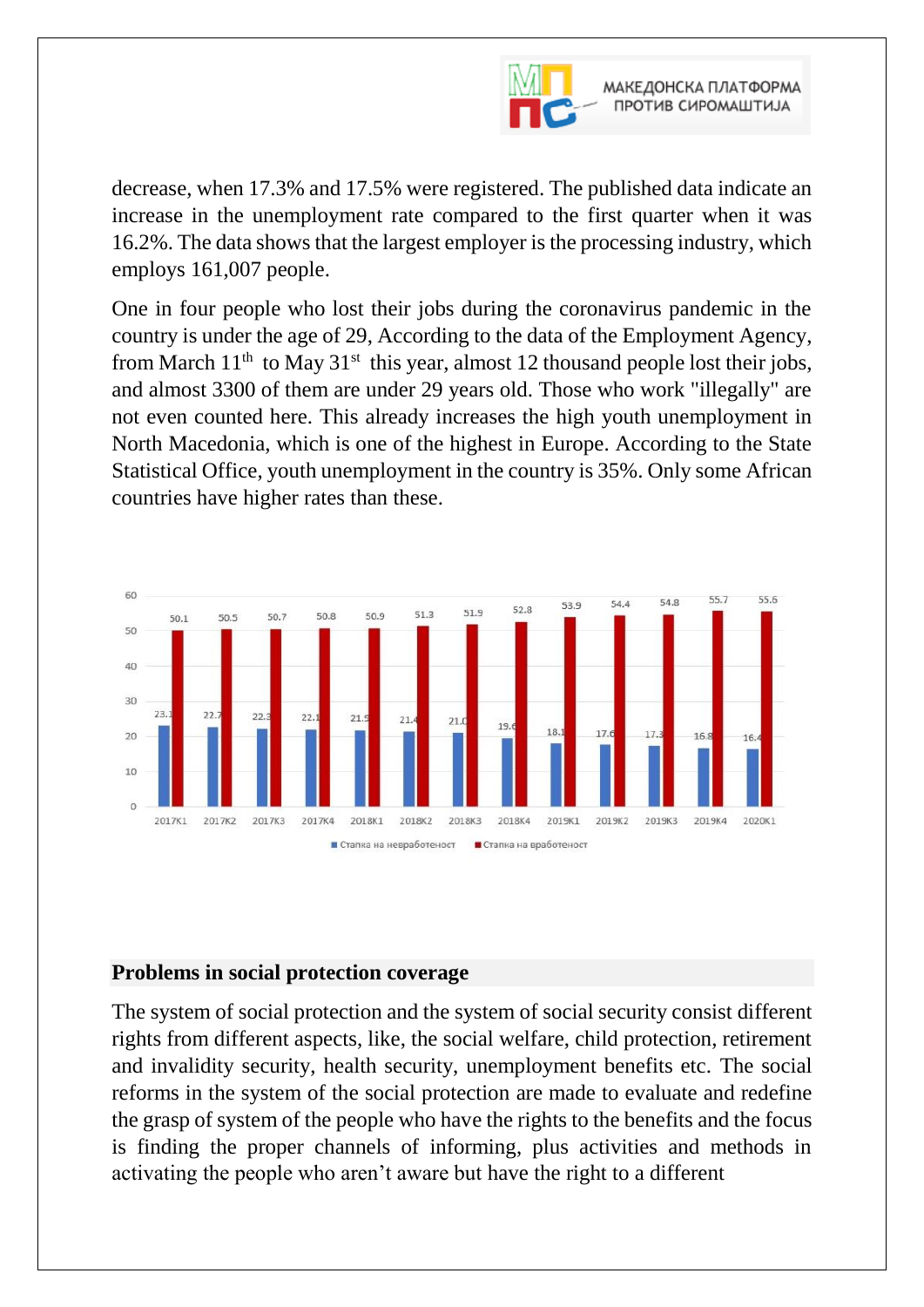decrease, when 17.3% and 17.5% were registered. The published data indicate an increase in the unemployment rate compared to the first quarter when it was 16.2%. The data shows that the largest employer is the processing industry, which employs 161,007 people.

One in four people who lost their jobs during the coronavirus pandemic in the country is under the age of 29, According to the data of the Employment Agency, from March 11th to May 31st this year, almost 12 thousand people lost their jobs, and almost 3300 of them are under 29 years old. Those who work "illegally" are not even counted here. This already increases the high youth unemployment in North Macedonia, which is one of the highest in Europe. According to the State Statistical Office, youth unemployment in the country is 35%. Only some African countries have higher rates than these.

| | 2017K1 | 2017K2 | 2017K3 | 2017K4 | 2018K1 | 2018K2 | 2018K3 | 2018K4 | 2019K1 | 2019K2 | 2019K3 | 2019K4 | 2020K1 |
|---|---|---|---|---|---|---|---|---|---|---|---|---|---|
| Стапка на невработеност | 23.1 | 22.7 | 22.3 | 22.1 | 21.9 | 21.4 | 21.0 | 19.6 | 18.1 | 17.6 | 17.3 | 16.8 | 16.4 |
| Стапка на вработеност | 50.1 | 50.5 | 50.7 | 50.8 | 50.9 | 51.3 | 51.9 | 52.8 | 53.9 | 54.4 | 54.8 | 55.7 | 55.6 |

## Problems in social protection coverage

The system of social protection and the system of social security consist different rights from different aspects, like, the social welfare, child protection, retirement and invalidity security, health security, unemployment benefits etc. The social reforms in the system of the social protection are made to evaluate and redefine the grasp of system of the people who have the rights to the benefits and the focus is finding the proper channels of informing, plus activities and methods in activating the people who aren't aware but have the right to a different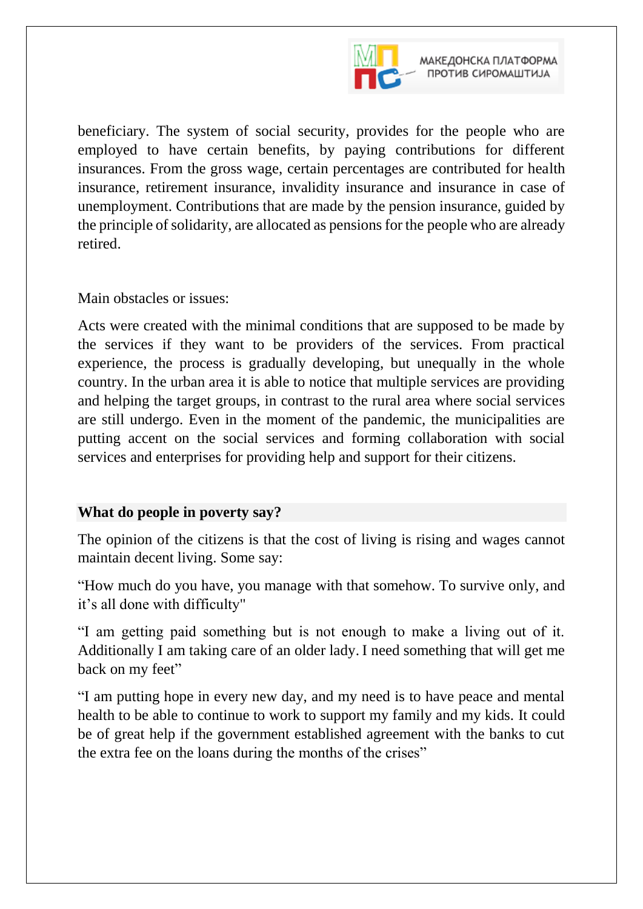beneficiary. The system of social security, provides for the people who are employed to have certain benefits, by paying contributions for different insurances. From the gross wage, certain percentages are contributed for health insurance, retirement insurance, invalidity insurance and insurance in case of unemployment. Contributions that are made by the pension insurance, guided by the principle of solidarity, are allocated as pensions for the people who are already retired.

Main obstacles or issues:

Acts were created with the minimal conditions that are supposed to be made by the services if they want to be providers of the services. From practical experience, the process is gradually developing, but unequally in the whole country. In the urban area it is able to notice that multiple services are providing and helping the target groups, in contrast to the rural area where social services are still undergo. Even in the moment of the pandemic, the municipalities are putting accent on the social services and forming collaboration with social services and enterprises for providing help and support for their citizens.

## What do people in poverty say?

The opinion of the citizens is that the cost of living is rising and wages cannot maintain decent living. Some say:

“How much do you have, you manage with that somehow. To survive only, and it’s all done with difficulty"

“I am getting paid something but is not enough to make a living out of it. Additionally I am taking care of an older lady. I need something that will get me back on my feet”

“I am putting hope in every new day, and my need is to have peace and mental health to be able to continue to work to support my family and my kids. It could be of great help if the government established agreement with the banks to cut the extra fee on the loans during the months of the crises”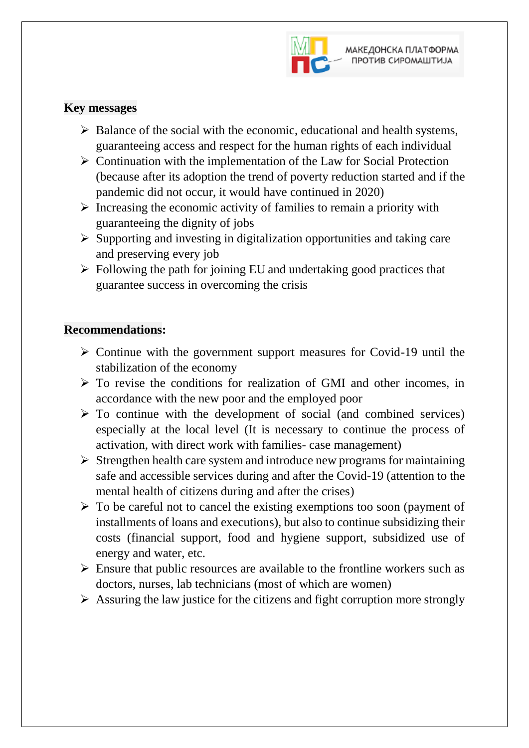**Key messages**

- Balance of the social with the economic, educational and health systems, guaranteeing access and respect for the human rights of each individual
- Continuation with the implementation of the Law for Social Protection (because after its adoption the trend of poverty reduction started and if the pandemic did not occur, it would have continued in 2020)
- Increasing the economic activity of families to remain a priority with guaranteeing the dignity of jobs
- Supporting and investing in digitalization opportunities and taking care and preserving every job
- Following the path for joining EU and undertaking good practices that guarantee success in overcoming the crisis

**Recommendations:**

- Continue with the government support measures for Covid-19 until the stabilization of the economy
- To revise the conditions for realization of GMI and other incomes, in accordance with the new poor and the employed poor
- To continue with the development of social (and combined services) especially at the local level (It is necessary to continue the process of activation, with direct work with families- case management)
- Strengthen health care system and introduce new programs for maintaining safe and accessible services during and after the Covid-19 (attention to the mental health of citizens during and after the crises)
- To be careful not to cancel the existing exemptions too soon (payment of installments of loans and executions), but also to continue subsidizing their costs (financial support, food and hygiene support, subsidized use of energy and water, etc.
- Ensure that public resources are available to the frontline workers such as doctors, nurses, lab technicians (most of which are women)
- Assuring the law justice for the citizens and fight corruption more strongly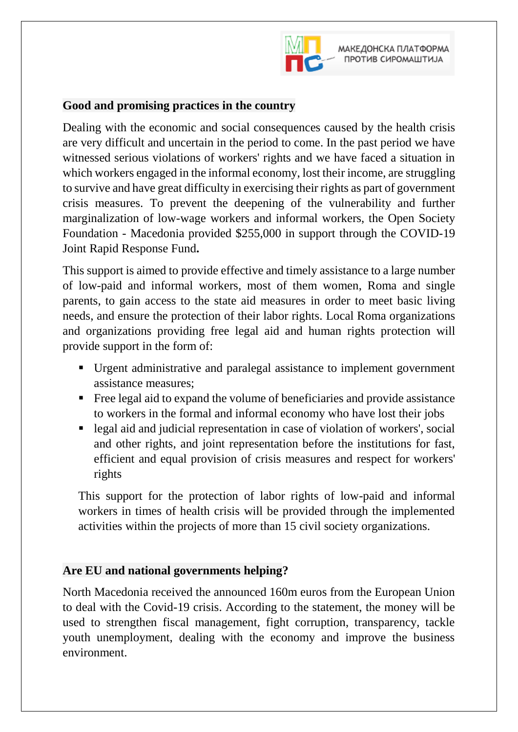## Good and promising practices in the country

Dealing with the economic and social consequences caused by the health crisis are very difficult and uncertain in the period to come. In the past period we have witnessed serious violations of workers' rights and we have faced a situation in which workers engaged in the informal economy, lost their income, are struggling to survive and have great difficulty in exercising their rights as part of government crisis measures. To prevent the deepening of the vulnerability and further marginalization of low-wage workers and informal workers, the Open Society Foundation - Macedonia provided $255,000 in support through the COVID-19 Joint Rapid Response Fund**.**

This support is aimed to provide effective and timely assistance to a large number of low-paid and informal workers, most of them women, Roma and single parents, to gain access to the state aid measures in order to meet basic living needs, and ensure the protection of their labor rights. Local Roma organizations and organizations providing free legal aid and human rights protection will provide support in the form of:

- Urgent administrative and paralegal assistance to implement government assistance measures;
- Free legal aid to expand the volume of beneficiaries and provide assistance to workers in the formal and informal economy who have lost their jobs
- legal aid and judicial representation in case of violation of workers', social and other rights, and joint representation before the institutions for fast, efficient and equal provision of crisis measures and respect for workers' rights

This support for the protection of labor rights of low-paid and informal workers in times of health crisis will be provided through the implemented activities within the projects of more than 15 civil society organizations.

## Are EU and national governments helping?

North Macedonia received the announced 160m euros from the European Union to deal with the Covid-19 crisis. According to the statement, the money will be used to strengthen fiscal management, fight corruption, transparency, tackle youth unemployment, dealing with the economy and improve the business environment.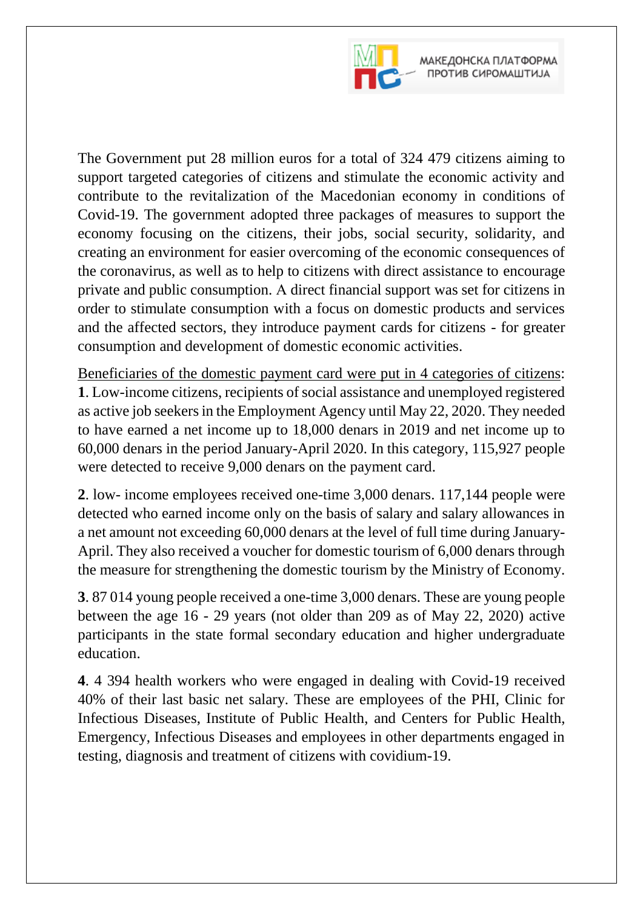The Government put 28 million euros for a total of 324 479 citizens aiming to support targeted categories of citizens and stimulate the economic activity and contribute to the revitalization of the Macedonian economy in conditions of Covid-19. The government adopted three packages of measures to support the economy focusing on the citizens, their jobs, social security, solidarity, and creating an environment for easier overcoming of the economic consequences of the coronavirus, as well as to help to citizens with direct assistance to encourage private and public consumption. A direct financial support was set for citizens in order to stimulate consumption with a focus on domestic products and services and the affected sectors, they introduce payment cards for citizens - for greater consumption and development of domestic economic activities.

<u>Beneficiaries of the domestic payment card were put in 4 categories of citizens</u>:
**1**. Low-income citizens, recipients of social assistance and unemployed registered as active job seekers in the Employment Agency until May 22, 2020. They needed to have earned a net income up to 18,000 denars in 2019 and net income up to 60,000 denars in the period January-April 2020. In this category, 115,927 people were detected to receive 9,000 denars on the payment card.

**2**. low- income employees received one-time 3,000 denars. 117,144 people were detected who earned income only on the basis of salary and salary allowances in a net amount not exceeding 60,000 denars at the level of full time during January-April. They also received a voucher for domestic tourism of 6,000 denars through the measure for strengthening the domestic tourism by the Ministry of Economy.

**3**. 87 014 young people received a one-time 3,000 denars. These are young people between the age 16 - 29 years (not older than 209 as of May 22, 2020) active participants in the state formal secondary education and higher undergraduate education.

**4**. 4 394 health workers who were engaged in dealing with Covid-19 received 40% of their last basic net salary. These are employees of the PHI, Clinic for Infectious Diseases, Institute of Public Health, and Centers for Public Health, Emergency, Infectious Diseases and employees in other departments engaged in testing, diagnosis and treatment of citizens with covidium-19.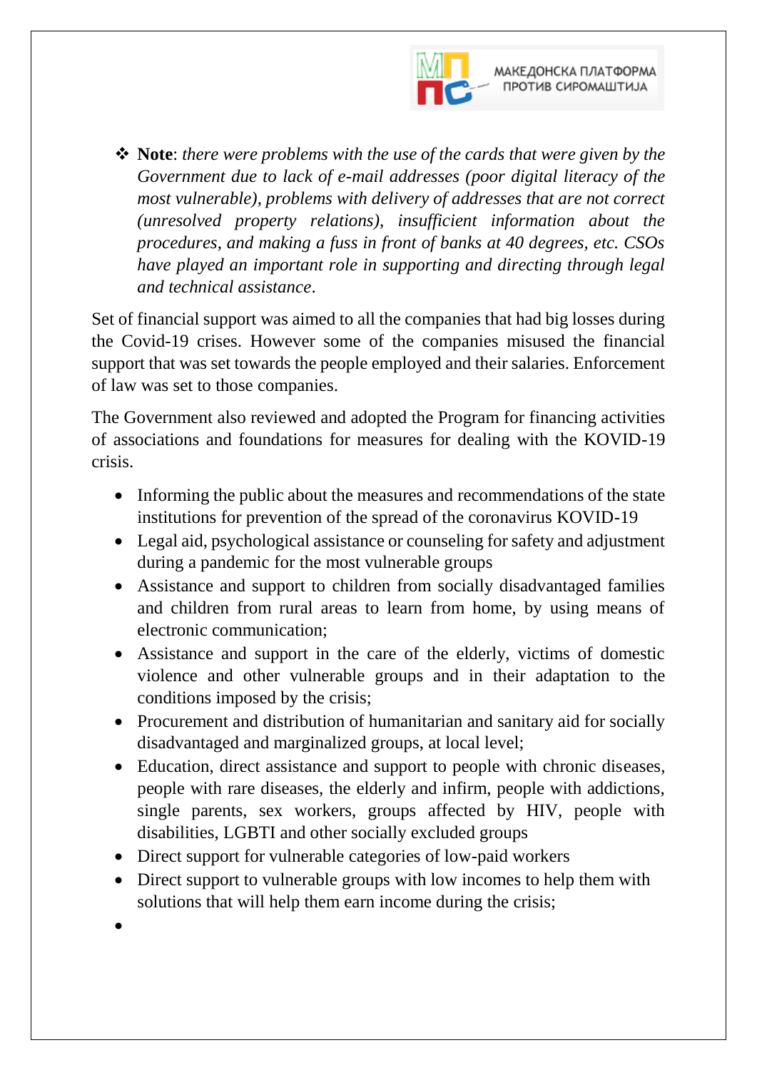- **Note**: *there were problems with the use of the cards that were given by the Government due to lack of e-mail addresses (poor digital literacy of the most vulnerable), problems with delivery of addresses that are not correct (unresolved property relations), insufficient information about the procedures, and making a fuss in front of banks at 40 degrees, etc. CSOs have played an important role in supporting and directing through legal and technical assistance*.

Set of financial support was aimed to all the companies that had big losses during the Covid-19 crises. However some of the companies misused the financial support that was set towards the people employed and their salaries. Enforcement of law was set to those companies.

The Government also reviewed and adopted the Program for financing activities of associations and foundations for measures for dealing with the KOVID-19 crisis.

- Informing the public about the measures and recommendations of the state institutions for prevention of the spread of the coronavirus KOVID-19
- Legal aid, psychological assistance or counseling for safety and adjustment during a pandemic for the most vulnerable groups
- Assistance and support to children from socially disadvantaged families and children from rural areas to learn from home, by using means of electronic communication;
- Assistance and support in the care of the elderly, victims of domestic violence and other vulnerable groups and in their adaptation to the conditions imposed by the crisis;
- Procurement and distribution of humanitarian and sanitary aid for socially disadvantaged and marginalized groups, at local level;
- Education, direct assistance and support to people with chronic diseases, people with rare diseases, the elderly and infirm, people with addictions, single parents, sex workers, groups affected by HIV, people with disabilities, LGBTI and other socially excluded groups
- Direct support for vulnerable categories of low-paid workers
- Direct support to vulnerable groups with low incomes to help them with solutions that will help them earn income during the crisis;
-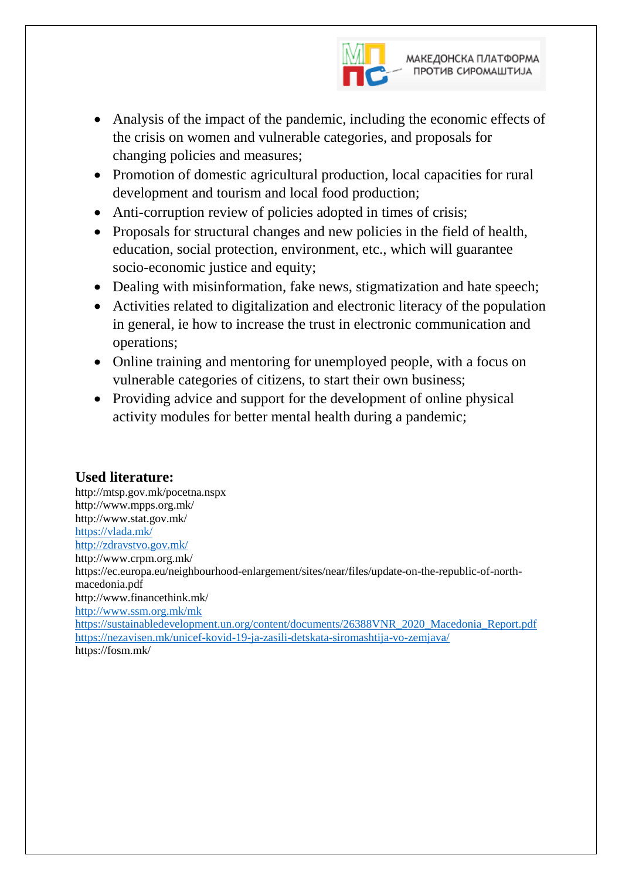- Analysis of the impact of the pandemic, including the economic effects of the crisis on women and vulnerable categories, and proposals for changing policies and measures;
- Promotion of domestic agricultural production, local capacities for rural development and tourism and local food production;
- Anti-corruption review of policies adopted in times of crisis;
- Proposals for structural changes and new policies in the field of health, education, social protection, environment, etc., which will guarantee socio-economic justice and equity;
- Dealing with misinformation, fake news, stigmatization and hate speech;
- Activities related to digitalization and electronic literacy of the population in general, ie how to increase the trust in electronic communication and operations;
- Online training and mentoring for unemployed people, with a focus on vulnerable categories of citizens, to start their own business;
- Providing advice and support for the development of online physical activity modules for better mental health during a pandemic;

**Used literature:**

http://mtsp.gov.mk/pocetna.nspx
http://www.mpps.org.mk/
http://www.stat.gov.mk/
https://vlada.mk/
http://zdravstvo.gov.mk/
http://www.crpm.org.mk/
https://ec.europa.eu/neighbourhood-enlargement/sites/near/files/update-on-the-republic-of-north-macedonia.pdf
http://www.financethink.mk/
http://www.ssm.org.mk/mk
https://sustainabledevelopment.un.org/content/documents/26388VNR_2020_Macedonia_Report.pdf
https://nezavisen.mk/unicef-kovid-19-ja-zasili-detskata-siromashtija-vo-zemjava/
https://fosm.mk/